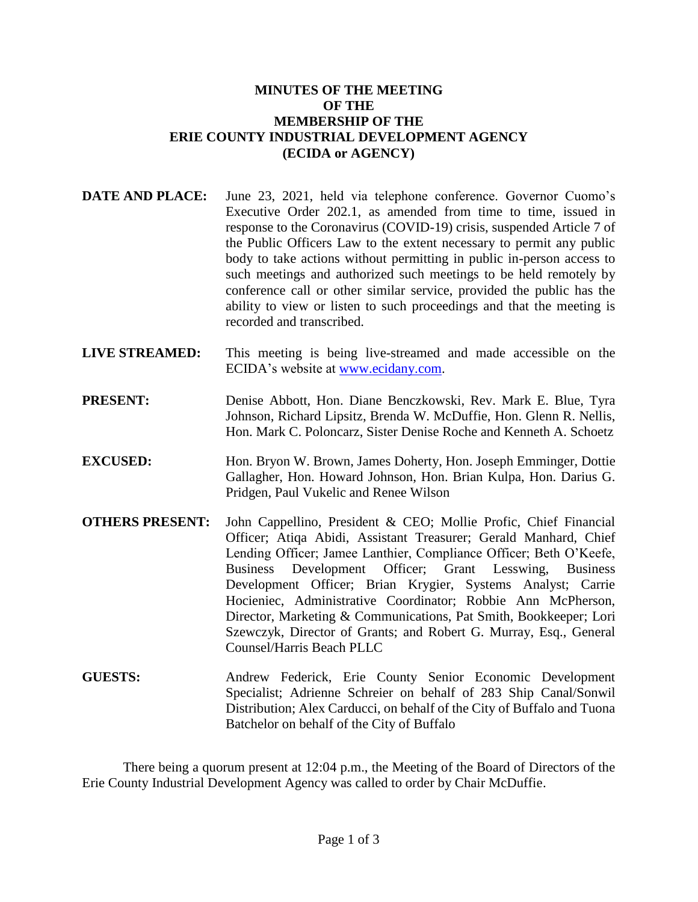# MINUTES OF THE MEETING
# OF THE
# MEMBERSHIP OF THE
# ERIE COUNTY INDUSTRIAL DEVELOPMENT AGENCY
# (ECIDA or AGENCY)

**DATE AND PLACE:** June 23, 2021, held via telephone conference. Governor Cuomo's Executive Order 202.1, as amended from time to time, issued in response to the Coronavirus (COVID-19) crisis, suspended Article 7 of the Public Officers Law to the extent necessary to permit any public body to take actions without permitting in public in-person access to such meetings and authorized such meetings to be held remotely by conference call or other similar service, provided the public has the ability to view or listen to such proceedings and that the meeting is recorded and transcribed.

**LIVE STREAMED:** This meeting is being live-streamed and made accessible on the ECIDA's website at [www.ecidany.com](http://www.ecidany.com).

**PRESENT:** Denise Abbott, Hon. Diane Benczkowski, Rev. Mark E. Blue, Tyra Johnson, Richard Lipsitz, Brenda W. McDuffie, Hon. Glenn R. Nellis, Hon. Mark C. Poloncarz, Sister Denise Roche and Kenneth A. Schoetz

**EXCUSED:** Hon. Bryon W. Brown, James Doherty, Hon. Joseph Emminger, Dottie Gallagher, Hon. Howard Johnson, Hon. Brian Kulpa, Hon. Darius G. Pridgen, Paul Vukelic and Renee Wilson

**OTHERS PRESENT:** John Cappellino, President & CEO; Mollie Profic, Chief Financial Officer; Atiqa Abidi, Assistant Treasurer; Gerald Manhard, Chief Lending Officer; Jamee Lanthier, Compliance Officer; Beth O'Keefe, Business Development Officer; Grant Lesswing, Business Development Officer; Brian Krygier, Systems Analyst; Carrie Hocieniec, Administrative Coordinator; Robbie Ann McPherson, Director, Marketing & Communications, Pat Smith, Bookkeeper; Lori Szewczyk, Director of Grants; and Robert G. Murray, Esq., General Counsel/Harris Beach PLLC

**GUESTS:** Andrew Federick, Erie County Senior Economic Development Specialist; Adrienne Schreier on behalf of 283 Ship Canal/Sonwil Distribution; Alex Carducci, on behalf of the City of Buffalo and Tuona Batchelor on behalf of the City of Buffalo

There being a quorum present at 12:04 p.m., the Meeting of the Board of Directors of the Erie County Industrial Development Agency was called to order by Chair McDuffie.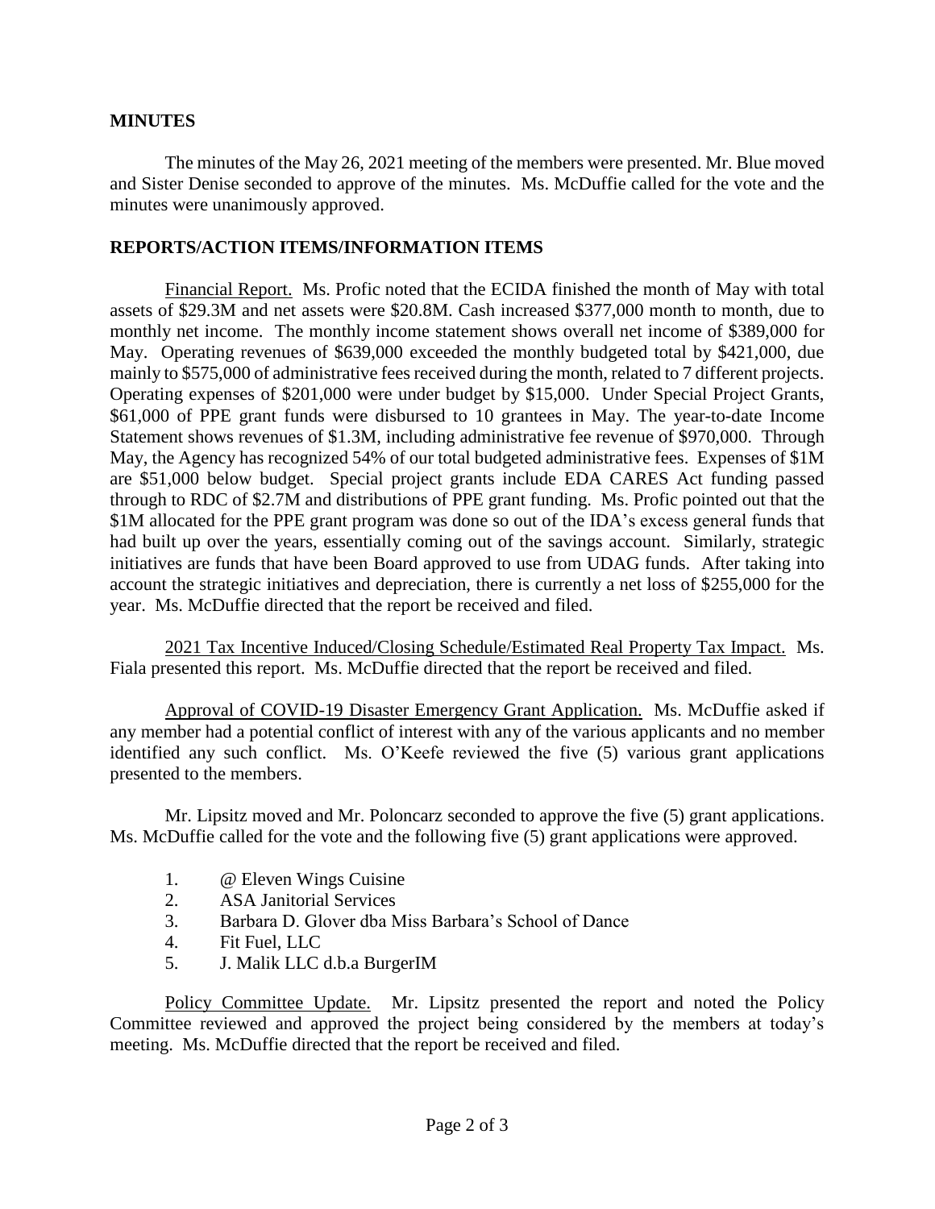## MINUTES

The minutes of the May 26, 2021 meeting of the members were presented. Mr. Blue moved and Sister Denise seconded to approve of the minutes. Ms. McDuffie called for the vote and the minutes were unanimously approved.

## REPORTS/ACTION ITEMS/INFORMATION ITEMS

Financial Report. Ms. Profic noted that the ECIDA finished the month of May with total assets of $29.3M and net assets were $20.8M. Cash increased $377,000 month to month, due to monthly net income. The monthly income statement shows overall net income of $389,000 for May. Operating revenues of $639,000 exceeded the monthly budgeted total by $421,000, due mainly to $575,000 of administrative fees received during the month, related to 7 different projects. Operating expenses of $201,000 were under budget by $15,000. Under Special Project Grants, $61,000 of PPE grant funds were disbursed to 10 grantees in May. The year-to-date Income Statement shows revenues of $1.3M, including administrative fee revenue of $970,000. Through May, the Agency has recognized 54% of our total budgeted administrative fees. Expenses of $1M are $51,000 below budget. Special project grants include EDA CARES Act funding passed through to RDC of $2.7M and distributions of PPE grant funding. Ms. Profic pointed out that the $1M allocated for the PPE grant program was done so out of the IDA's excess general funds that had built up over the years, essentially coming out of the savings account. Similarly, strategic initiatives are funds that have been Board approved to use from UDAG funds. After taking into account the strategic initiatives and depreciation, there is currently a net loss of $255,000 for the year. Ms. McDuffie directed that the report be received and filed.

2021 Tax Incentive Induced/Closing Schedule/Estimated Real Property Tax Impact. Ms. Fiala presented this report. Ms. McDuffie directed that the report be received and filed.

Approval of COVID-19 Disaster Emergency Grant Application. Ms. McDuffie asked if any member had a potential conflict of interest with any of the various applicants and no member identified any such conflict. Ms. O'Keefe reviewed the five (5) various grant applications presented to the members.

Mr. Lipsitz moved and Mr. Poloncarz seconded to approve the five (5) grant applications. Ms. McDuffie called for the vote and the following five (5) grant applications were approved.

1. @ Eleven Wings Cuisine
2. ASA Janitorial Services
3. Barbara D. Glover dba Miss Barbara's School of Dance
4. Fit Fuel, LLC
5. J. Malik LLC d.b.a BurgerIM

Policy Committee Update. Mr. Lipsitz presented the report and noted the Policy Committee reviewed and approved the project being considered by the members at today's meeting. Ms. McDuffie directed that the report be received and filed.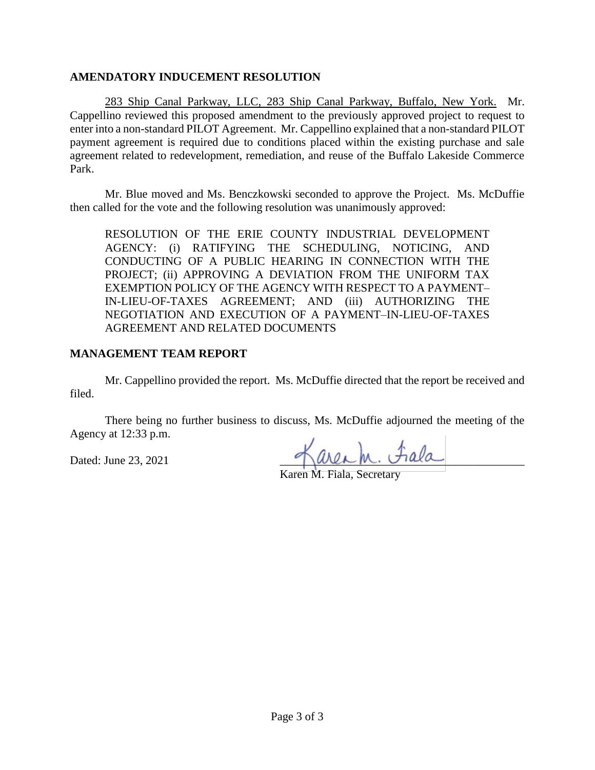## AMENDATORY INDUCEMENT RESOLUTION

283 Ship Canal Parkway, LLC, 283 Ship Canal Parkway, Buffalo, New York. Mr. Cappellino reviewed this proposed amendment to the previously approved project to request to enter into a non-standard PILOT Agreement. Mr. Cappellino explained that a non-standard PILOT payment agreement is required due to conditions placed within the existing purchase and sale agreement related to redevelopment, remediation, and reuse of the Buffalo Lakeside Commerce Park.

Mr. Blue moved and Ms. Benczkowski seconded to approve the Project. Ms. McDuffie then called for the vote and the following resolution was unanimously approved:

> RESOLUTION OF THE ERIE COUNTY INDUSTRIAL DEVELOPMENT AGENCY: (i) RATIFYING THE SCHEDULING, NOTICING, AND CONDUCTING OF A PUBLIC HEARING IN CONNECTION WITH THE PROJECT; (ii) APPROVING A DEVIATION FROM THE UNIFORM TAX EXEMPTION POLICY OF THE AGENCY WITH RESPECT TO A PAYMENT–IN-LIEU-OF-TAXES AGREEMENT; AND (iii) AUTHORIZING THE NEGOTIATION AND EXECUTION OF A PAYMENT–IN-LIEU-OF-TAXES AGREEMENT AND RELATED DOCUMENTS

## MANAGEMENT TEAM REPORT

Mr. Cappellino provided the report. Ms. McDuffie directed that the report be received and filed.

There being no further business to discuss, Ms. McDuffie adjourned the meeting of the Agency at 12:33 p.m.

Dated: June 23, 2021

Karen M. Fiala

Karen M. Fiala, Secretary